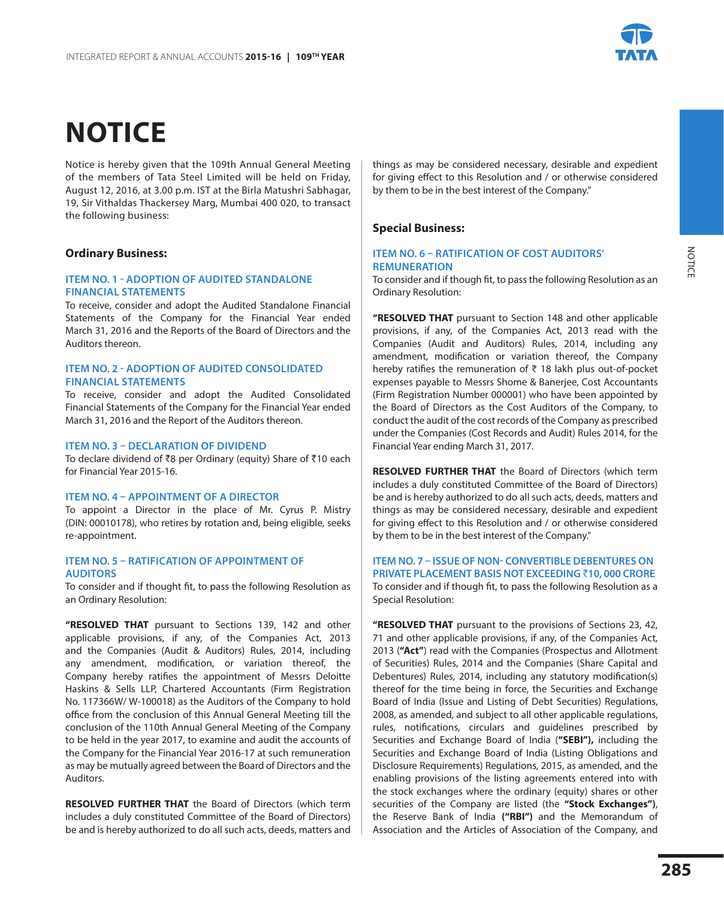# NOTICE

Notice is hereby given that the 109th Annual General Meeting of the members of Tata Steel Limited will be held on Friday, August 12, 2016, at 3.00 p.m. IST at the Birla Matushri Sabhagar, 19, Sir Vithaldas Thackersey Marg, Mumbai 400 020, to transact the following business:

## Ordinary Business:

### ITEM NO. 1 - ADOPTION OF AUDITED STANDALONE FINANCIAL STATEMENTS

To receive, consider and adopt the Audited Standalone Financial Statements of the Company for the Financial Year ended March 31, 2016 and the Reports of the Board of Directors and the Auditors thereon.

### ITEM NO. 2 - ADOPTION OF AUDITED CONSOLIDATED FINANCIAL STATEMENTS

To receive, consider and adopt the Audited Consolidated Financial Statements of the Company for the Financial Year ended March 31, 2016 and the Report of the Auditors thereon.

### ITEM NO. 3 – DECLARATION OF DIVIDEND

To declare dividend of ₹8 per Ordinary (equity) Share of ₹10 each for Financial Year 2015-16.

### ITEM NO. 4 – APPOINTMENT OF A DIRECTOR

To appoint a Director in the place of Mr. Cyrus P. Mistry (DIN: 00010178), who retires by rotation and, being eligible, seeks re-appointment.

### ITEM NO. 5 – RATIFICATION OF APPOINTMENT OF AUDITORS

To consider and if thought fit, to pass the following Resolution as an Ordinary Resolution:

**"RESOLVED THAT** pursuant to Sections 139, 142 and other applicable provisions, if any, of the Companies Act, 2013 and the Companies (Audit & Auditors) Rules, 2014, including any amendment, modification, or variation thereof, the Company hereby ratifies the appointment of Messrs Deloitte Haskins & Sells LLP, Chartered Accountants (Firm Registration No. 117366W/ W-100018) as the Auditors of the Company to hold office from the conclusion of this Annual General Meeting till the conclusion of the 110th Annual General Meeting of the Company to be held in the year 2017, to examine and audit the accounts of the Company for the Financial Year 2016-17 at such remuneration as may be mutually agreed between the Board of Directors and the Auditors.

**RESOLVED FURTHER THAT** the Board of Directors (which term includes a duly constituted Committee of the Board of Directors) be and is hereby authorized to do all such acts, deeds, matters and things as may be considered necessary, desirable and expedient for giving effect to this Resolution and / or otherwise considered by them to be in the best interest of the Company."

## Special Business:

### ITEM NO. 6 – RATIFICATION OF COST AUDITORS' REMUNERATION

To consider and if though fit, to pass the following Resolution as an Ordinary Resolution:

**"RESOLVED THAT** pursuant to Section 148 and other applicable provisions, if any, of the Companies Act, 2013 read with the Companies (Audit and Auditors) Rules, 2014, including any amendment, modification or variation thereof, the Company hereby ratifies the remuneration of ₹ 18 lakh plus out-of-pocket expenses payable to Messrs Shome & Banerjee, Cost Accountants (Firm Registration Number 000001) who have been appointed by the Board of Directors as the Cost Auditors of the Company, to conduct the audit of the cost records of the Company as prescribed under the Companies (Cost Records and Audit) Rules 2014, for the Financial Year ending March 31, 2017.

**RESOLVED FURTHER THAT** the Board of Directors (which term includes a duly constituted Committee of the Board of Directors) be and is hereby authorized to do all such acts, deeds, matters and things as may be considered necessary, desirable and expedient for giving effect to this Resolution and / or otherwise considered by them to be in the best interest of the Company."

### ITEM NO. 7 – ISSUE OF NON- CONVERTIBLE DEBENTURES ON PRIVATE PLACEMENT BASIS NOT EXCEEDING ₹10, 000 CRORE

To consider and if though fit, to pass the following Resolution as a Special Resolution:

**"RESOLVED THAT** pursuant to the provisions of Sections 23, 42, 71 and other applicable provisions, if any, of the Companies Act, 2013 (**"Act"**) read with the Companies (Prospectus and Allotment of Securities) Rules, 2014 and the Companies (Share Capital and Debentures) Rules, 2014, including any statutory modification(s) thereof for the time being in force, the Securities and Exchange Board of India (Issue and Listing of Debt Securities) Regulations, 2008, as amended, and subject to all other applicable regulations, rules, notifications, circulars and guidelines prescribed by Securities and Exchange Board of India (**"SEBI"),** including the Securities and Exchange Board of India (Listing Obligations and Disclosure Requirements) Regulations, 2015, as amended, and the enabling provisions of the listing agreements entered into with the stock exchanges where the ordinary (equity) shares or other securities of the Company are listed (the **"Stock Exchanges"**), the Reserve Bank of India **("RBI")** and the Memorandum of Association and the Articles of Association of the Company, and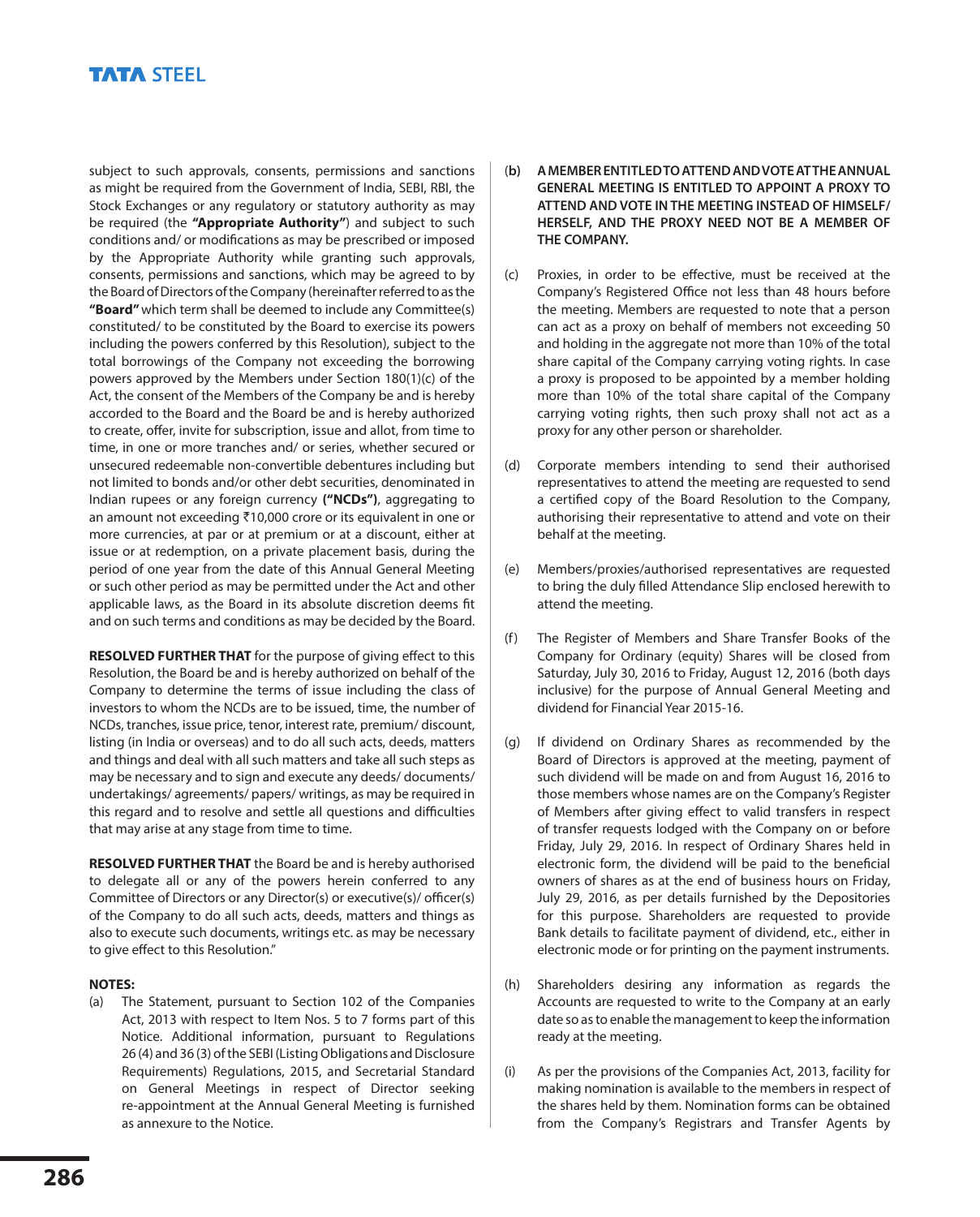subject to such approvals, consents, permissions and sanctions as might be required from the Government of India, SEBI, RBI, the Stock Exchanges or any regulatory or statutory authority as may be required (the **"Appropriate Authority"**) and subject to such conditions and/ or modifications as may be prescribed or imposed by the Appropriate Authority while granting such approvals, consents, permissions and sanctions, which may be agreed to by the Board of Directors of the Company (hereinafter referred to as the **"Board"** which term shall be deemed to include any Committee(s) constituted/ to be constituted by the Board to exercise its powers including the powers conferred by this Resolution), subject to the total borrowings of the Company not exceeding the borrowing powers approved by the Members under Section 180(1)(c) of the Act, the consent of the Members of the Company be and is hereby accorded to the Board and the Board be and is hereby authorized to create, offer, invite for subscription, issue and allot, from time to time, in one or more tranches and/ or series, whether secured or unsecured redeemable non-convertible debentures including but not limited to bonds and/or other debt securities, denominated in Indian rupees or any foreign currency **("NCDs")**, aggregating to an amount not exceeding ₹10,000 crore or its equivalent in one or more currencies, at par or at premium or at a discount, either at issue or at redemption, on a private placement basis, during the period of one year from the date of this Annual General Meeting or such other period as may be permitted under the Act and other applicable laws, as the Board in its absolute discretion deems fit and on such terms and conditions as may be decided by the Board.

**RESOLVED FURTHER THAT** for the purpose of giving effect to this Resolution, the Board be and is hereby authorized on behalf of the Company to determine the terms of issue including the class of investors to whom the NCDs are to be issued, time, the number of NCDs, tranches, issue price, tenor, interest rate, premium/ discount, listing (in India or overseas) and to do all such acts, deeds, matters and things and deal with all such matters and take all such steps as may be necessary and to sign and execute any deeds/ documents/ undertakings/ agreements/ papers/ writings, as may be required in this regard and to resolve and settle all questions and difficulties that may arise at any stage from time to time.

**RESOLVED FURTHER THAT** the Board be and is hereby authorised to delegate all or any of the powers herein conferred to any Committee of Directors or any Director(s) or executive(s)/ officer(s) of the Company to do all such acts, deeds, matters and things as also to execute such documents, writings etc. as may be necessary to give effect to this Resolution."

**NOTES:**

(a) The Statement, pursuant to Section 102 of the Companies Act, 2013 with respect to Item Nos. 5 to 7 forms part of this Notice. Additional information, pursuant to Regulations 26 (4) and 36 (3) of the SEBI (Listing Obligations and Disclosure Requirements) Regulations, 2015, and Secretarial Standard on General Meetings in respect of Director seeking re-appointment at the Annual General Meeting is furnished as annexure to the Notice.

(**b**) **A MEMBER ENTITLED TO ATTEND AND VOTE AT THE ANNUAL GENERAL MEETING IS ENTITLED TO APPOINT A PROXY TO ATTEND AND VOTE IN THE MEETING INSTEAD OF HIMSELF/ HERSELF, AND THE PROXY NEED NOT BE A MEMBER OF THE COMPANY.**

(c) Proxies, in order to be effective, must be received at the Company's Registered Office not less than 48 hours before the meeting. Members are requested to note that a person can act as a proxy on behalf of members not exceeding 50 and holding in the aggregate not more than 10% of the total share capital of the Company carrying voting rights. In case a proxy is proposed to be appointed by a member holding more than 10% of the total share capital of the Company carrying voting rights, then such proxy shall not act as a proxy for any other person or shareholder.

(d) Corporate members intending to send their authorised representatives to attend the meeting are requested to send a certified copy of the Board Resolution to the Company, authorising their representative to attend and vote on their behalf at the meeting.

(e) Members/proxies/authorised representatives are requested to bring the duly filled Attendance Slip enclosed herewith to attend the meeting.

(f) The Register of Members and Share Transfer Books of the Company for Ordinary (equity) Shares will be closed from Saturday, July 30, 2016 to Friday, August 12, 2016 (both days inclusive) for the purpose of Annual General Meeting and dividend for Financial Year 2015-16.

(g) If dividend on Ordinary Shares as recommended by the Board of Directors is approved at the meeting, payment of such dividend will be made on and from August 16, 2016 to those members whose names are on the Company's Register of Members after giving effect to valid transfers in respect of transfer requests lodged with the Company on or before Friday, July 29, 2016. In respect of Ordinary Shares held in electronic form, the dividend will be paid to the beneficial owners of shares as at the end of business hours on Friday, July 29, 2016, as per details furnished by the Depositories for this purpose. Shareholders are requested to provide Bank details to facilitate payment of dividend, etc., either in electronic mode or for printing on the payment instruments.

(h) Shareholders desiring any information as regards the Accounts are requested to write to the Company at an early date so as to enable the management to keep the information ready at the meeting.

(i) As per the provisions of the Companies Act, 2013, facility for making nomination is available to the members in respect of the shares held by them. Nomination forms can be obtained from the Company's Registrars and Transfer Agents by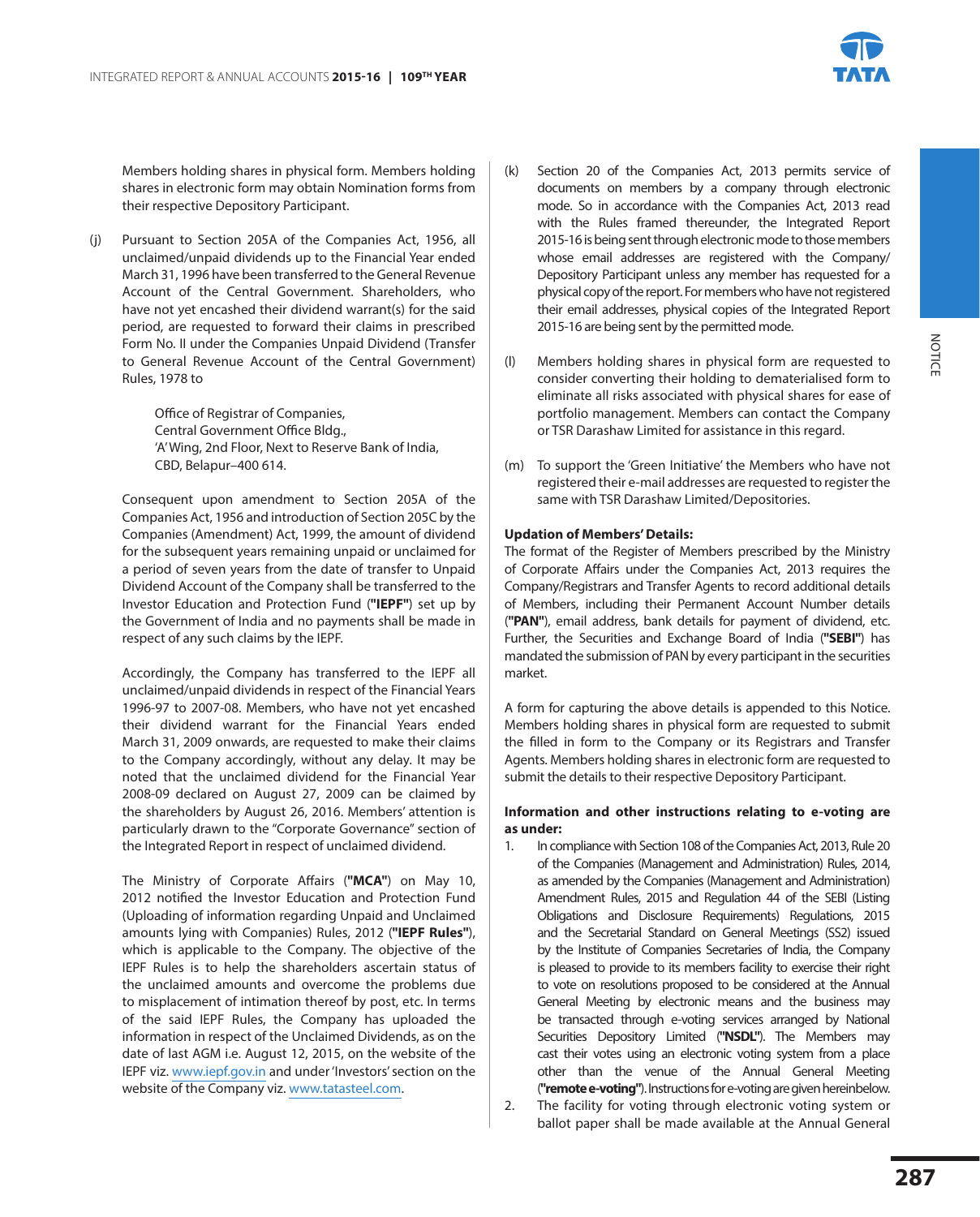Members holding shares in physical form. Members holding shares in electronic form may obtain Nomination forms from their respective Depository Participant.

(j) Pursuant to Section 205A of the Companies Act, 1956, all unclaimed/unpaid dividends up to the Financial Year ended March 31, 1996 have been transferred to the General Revenue Account of the Central Government. Shareholders, who have not yet encashed their dividend warrant(s) for the said period, are requested to forward their claims in prescribed Form No. II under the Companies Unpaid Dividend (Transfer to General Revenue Account of the Central Government) Rules, 1978 to

Office of Registrar of Companies,
Central Government Office Bldg.,
'A' Wing, 2nd Floor, Next to Reserve Bank of India,
CBD, Belapur–400 614.

Consequent upon amendment to Section 205A of the Companies Act, 1956 and introduction of Section 205C by the Companies (Amendment) Act, 1999, the amount of dividend for the subsequent years remaining unpaid or unclaimed for a period of seven years from the date of transfer to Unpaid Dividend Account of the Company shall be transferred to the Investor Education and Protection Fund (**"IEPF"**) set up by the Government of India and no payments shall be made in respect of any such claims by the IEPF.

Accordingly, the Company has transferred to the IEPF all unclaimed/unpaid dividends in respect of the Financial Years 1996-97 to 2007-08. Members, who have not yet encashed their dividend warrant for the Financial Years ended March 31, 2009 onwards, are requested to make their claims to the Company accordingly, without any delay. It may be noted that the unclaimed dividend for the Financial Year 2008-09 declared on August 27, 2009 can be claimed by the shareholders by August 26, 2016. Members' attention is particularly drawn to the "Corporate Governance" section of the Integrated Report in respect of unclaimed dividend.

The Ministry of Corporate Affairs (**"MCA"**) on May 10, 2012 notified the Investor Education and Protection Fund (Uploading of information regarding Unpaid and Unclaimed amounts lying with Companies) Rules, 2012 (**"IEPF Rules"**), which is applicable to the Company. The objective of the IEPF Rules is to help the shareholders ascertain status of the unclaimed amounts and overcome the problems due to misplacement of intimation thereof by post, etc. In terms of the said IEPF Rules, the Company has uploaded the information in respect of the Unclaimed Dividends, as on the date of last AGM i.e. August 12, 2015, on the website of the IEPF viz. www.iepf.gov.in and under 'Investors' section on the website of the Company viz. www.tatasteel.com.

(k) Section 20 of the Companies Act, 2013 permits service of documents on members by a company through electronic mode. So in accordance with the Companies Act, 2013 read with the Rules framed thereunder, the Integrated Report 2015-16 is being sent through electronic mode to those members whose email addresses are registered with the Company/ Depository Participant unless any member has requested for a physical copy of the report. For members who have not registered their email addresses, physical copies of the Integrated Report 2015-16 are being sent by the permitted mode.

(l) Members holding shares in physical form are requested to consider converting their holding to dematerialised form to eliminate all risks associated with physical shares for ease of portfolio management. Members can contact the Company or TSR Darashaw Limited for assistance in this regard.

(m) To support the 'Green Initiative' the Members who have not registered their e-mail addresses are requested to register the same with TSR Darashaw Limited/Depositories.

**Updation of Members' Details:**

The format of the Register of Members prescribed by the Ministry of Corporate Affairs under the Companies Act, 2013 requires the Company/Registrars and Transfer Agents to record additional details of Members, including their Permanent Account Number details (**"PAN"**), email address, bank details for payment of dividend, etc. Further, the Securities and Exchange Board of India (**"SEBI"**) has mandated the submission of PAN by every participant in the securities market.

A form for capturing the above details is appended to this Notice. Members holding shares in physical form are requested to submit the filled in form to the Company or its Registrars and Transfer Agents. Members holding shares in electronic form are requested to submit the details to their respective Depository Participant.

**Information and other instructions relating to e-voting are as under:**

1. In compliance with Section 108 of the Companies Act, 2013, Rule 20 of the Companies (Management and Administration) Rules, 2014, as amended by the Companies (Management and Administration) Amendment Rules, 2015 and Regulation 44 of the SEBI (Listing Obligations and Disclosure Requirements) Regulations, 2015 and the Secretarial Standard on General Meetings (SS2) issued by the Institute of Companies Secretaries of India, the Company is pleased to provide to its members facility to exercise their right to vote on resolutions proposed to be considered at the Annual General Meeting by electronic means and the business may be transacted through e-voting services arranged by National Securities Depository Limited (**"NSDL"**). The Members may cast their votes using an electronic voting system from a place other than the venue of the Annual General Meeting (**"remote e-voting"**). Instructions for e-voting are given hereinbelow.
2. The facility for voting through electronic voting system or ballot paper shall be made available at the Annual General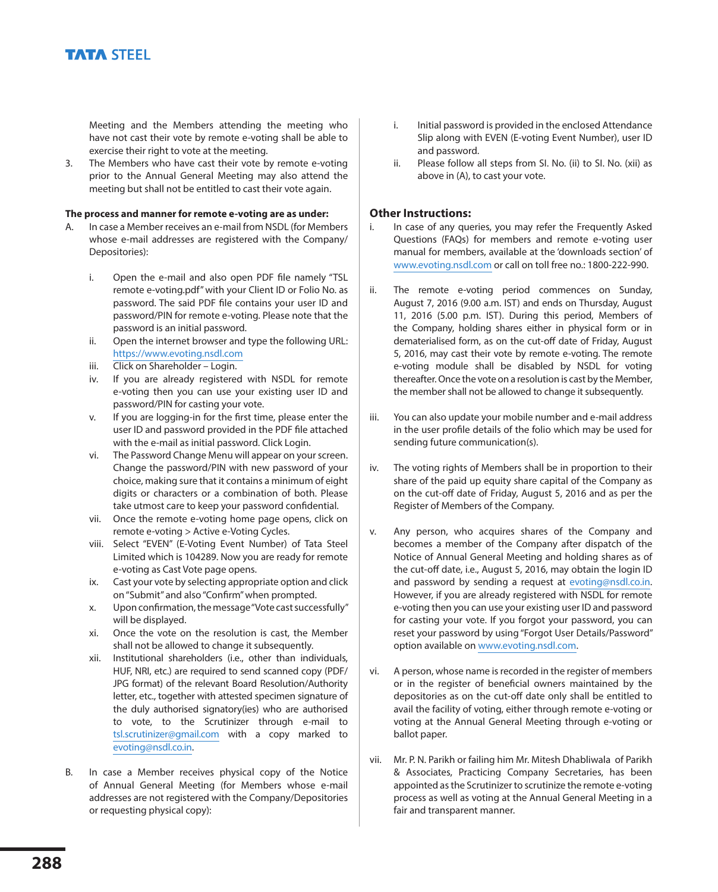Meeting and the Members attending the meeting who have not cast their vote by remote e-voting shall be able to exercise their right to vote at the meeting.

3. The Members who have cast their vote by remote e-voting prior to the Annual General Meeting may also attend the meeting but shall not be entitled to cast their vote again.

**The process and manner for remote e-voting are as under:**

A. In case a Member receives an e-mail from NSDL (for Members whose e-mail addresses are registered with the Company/ Depositories):

   i. Open the e-mail and also open PDF file namely "TSL remote e-voting.pdf" with your Client ID or Folio No. as password. The said PDF file contains your user ID and password/PIN for remote e-voting. Please note that the password is an initial password.

   ii. Open the internet browser and type the following URL: https://www.evoting.nsdl.com

   iii. Click on Shareholder – Login.

   iv. If you are already registered with NSDL for remote e-voting then you can use your existing user ID and password/PIN for casting your vote.

   v. If you are logging-in for the first time, please enter the user ID and password provided in the PDF file attached with the e-mail as initial password. Click Login.

   vi. The Password Change Menu will appear on your screen. Change the password/PIN with new password of your choice, making sure that it contains a minimum of eight digits or characters or a combination of both. Please take utmost care to keep your password confidential.

   vii. Once the remote e-voting home page opens, click on remote e-voting > Active e-Voting Cycles.

   viii. Select "EVEN" (E-Voting Event Number) of Tata Steel Limited which is 104289. Now you are ready for remote e-voting as Cast Vote page opens.

   ix. Cast your vote by selecting appropriate option and click on "Submit" and also "Confirm" when prompted.

   x. Upon confirmation, the message "Vote cast successfully" will be displayed.

   xi. Once the vote on the resolution is cast, the Member shall not be allowed to change it subsequently.

   xii. Institutional shareholders (i.e., other than individuals, HUF, NRI, etc.) are required to send scanned copy (PDF/ JPG format) of the relevant Board Resolution/Authority letter, etc., together with attested specimen signature of the duly authorised signatory(ies) who are authorised to vote, to the Scrutinizer through e-mail to tsl.scrutinizer@gmail.com with a copy marked to evoting@nsdl.co.in.

B. In case a Member receives physical copy of the Notice of Annual General Meeting (for Members whose e-mail addresses are not registered with the Company/Depositories or requesting physical copy):

   i. Initial password is provided in the enclosed Attendance Slip along with EVEN (E-voting Event Number), user ID and password.

   ii. Please follow all steps from Sl. No. (ii) to Sl. No. (xii) as above in (A), to cast your vote.

## Other Instructions:

i. In case of any queries, you may refer the Frequently Asked Questions (FAQs) for members and remote e-voting user manual for members, available at the 'downloads section' of www.evoting.nsdl.com or call on toll free no.: 1800-222-990.

ii. The remote e-voting period commences on Sunday, August 7, 2016 (9.00 a.m. IST) and ends on Thursday, August 11, 2016 (5.00 p.m. IST). During this period, Members of the Company, holding shares either in physical form or in dematerialised form, as on the cut-off date of Friday, August 5, 2016, may cast their vote by remote e-voting. The remote e-voting module shall be disabled by NSDL for voting thereafter. Once the vote on a resolution is cast by the Member, the member shall not be allowed to change it subsequently.

iii. You can also update your mobile number and e-mail address in the user profile details of the folio which may be used for sending future communication(s).

iv. The voting rights of Members shall be in proportion to their share of the paid up equity share capital of the Company as on the cut-off date of Friday, August 5, 2016 and as per the Register of Members of the Company.

v. Any person, who acquires shares of the Company and becomes a member of the Company after dispatch of the Notice of Annual General Meeting and holding shares as of the cut-off date, i.e., August 5, 2016, may obtain the login ID and password by sending a request at evoting@nsdl.co.in. However, if you are already registered with NSDL for remote e-voting then you can use your existing user ID and password for casting your vote. If you forgot your password, you can reset your password by using "Forgot User Details/Password" option available on www.evoting.nsdl.com.

vi. A person, whose name is recorded in the register of members or in the register of beneficial owners maintained by the depositories as on the cut-off date only shall be entitled to avail the facility of voting, either through remote e-voting or voting at the Annual General Meeting through e-voting or ballot paper.

vii. Mr. P. N. Parikh or failing him Mr. Mitesh Dhabliwala of Parikh & Associates, Practicing Company Secretaries, has been appointed as the Scrutinizer to scrutinize the remote e-voting process as well as voting at the Annual General Meeting in a fair and transparent manner.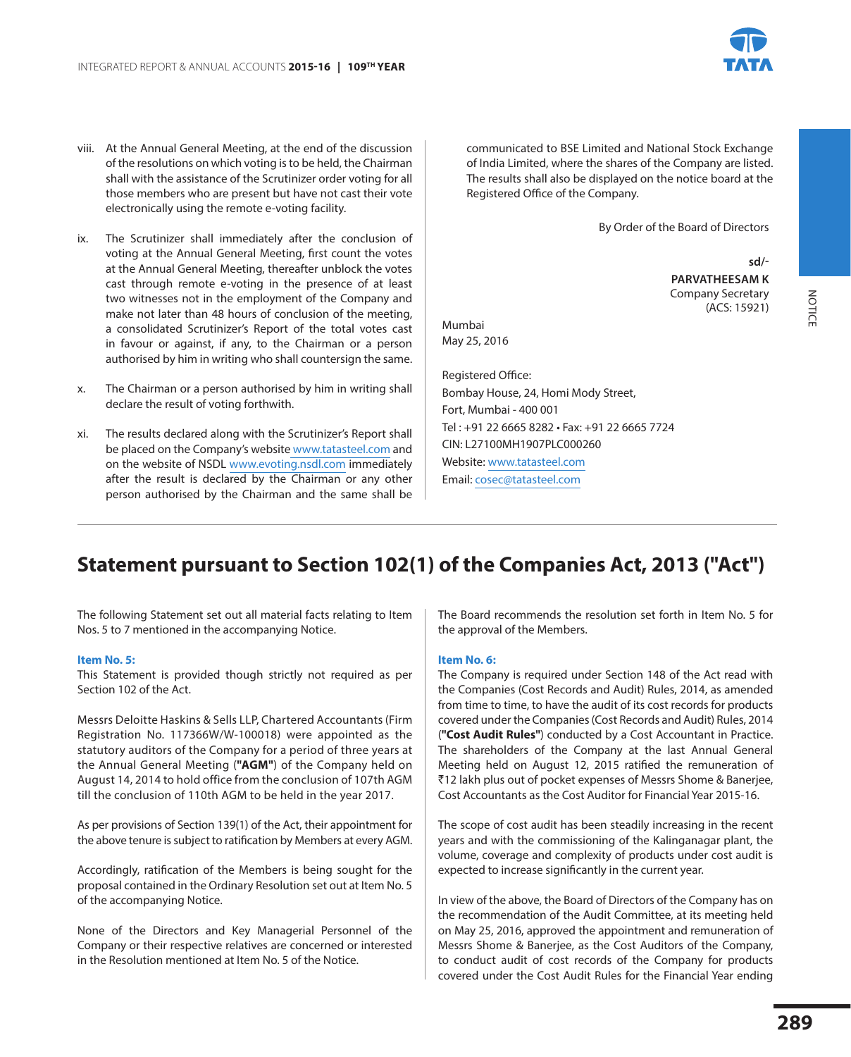viii. At the Annual General Meeting, at the end of the discussion of the resolutions on which voting is to be held, the Chairman shall with the assistance of the Scrutinizer order voting for all those members who are present but have not cast their vote electronically using the remote e-voting facility.

ix. The Scrutinizer shall immediately after the conclusion of voting at the Annual General Meeting, first count the votes at the Annual General Meeting, thereafter unblock the votes cast through remote e-voting in the presence of at least two witnesses not in the employment of the Company and make not later than 48 hours of conclusion of the meeting, a consolidated Scrutinizer's Report of the total votes cast in favour or against, if any, to the Chairman or a person authorised by him in writing who shall countersign the same.

x. The Chairman or a person authorised by him in writing shall declare the result of voting forthwith.

xi. The results declared along with the Scrutinizer's Report shall be placed on the Company's website www.tatasteel.com and on the website of NSDL www.evoting.nsdl.com immediately after the result is declared by the Chairman or any other person authorised by the Chairman and the same shall be communicated to BSE Limited and National Stock Exchange of India Limited, where the shares of the Company are listed. The results shall also be displayed on the notice board at the Registered Office of the Company.

By Order of the Board of Directors

**sd/-**

**PARVATHEESAM K**
Company Secretary
(ACS: 15921)

Mumbai
May 25, 2016

Registered Office:
Bombay House, 24, Homi Mody Street,
Fort, Mumbai - 400 001
Tel : +91 22 6665 8282 • Fax: +91 22 6665 7724
CIN: L27100MH1907PLC000260
Website: www.tatasteel.com
Email: cosec@tatasteel.com

# Statement pursuant to Section 102(1) of the Companies Act, 2013 ("Act")

The following Statement set out all material facts relating to Item Nos. 5 to 7 mentioned in the accompanying Notice.

**Item No. 5:**
This Statement is provided though strictly not required as per Section 102 of the Act.

Messrs Deloitte Haskins & Sells LLP, Chartered Accountants (Firm Registration No. 117366W/W-100018) were appointed as the statutory auditors of the Company for a period of three years at the Annual General Meeting (**"AGM"**) of the Company held on August 14, 2014 to hold office from the conclusion of 107th AGM till the conclusion of 110th AGM to be held in the year 2017.

As per provisions of Section 139(1) of the Act, their appointment for the above tenure is subject to ratification by Members at every AGM.

Accordingly, ratification of the Members is being sought for the proposal contained in the Ordinary Resolution set out at Item No. 5 of the accompanying Notice.

None of the Directors and Key Managerial Personnel of the Company or their respective relatives are concerned or interested in the Resolution mentioned at Item No. 5 of the Notice.

The Board recommends the resolution set forth in Item No. 5 for the approval of the Members.

**Item No. 6:**
The Company is required under Section 148 of the Act read with the Companies (Cost Records and Audit) Rules, 2014, as amended from time to time, to have the audit of its cost records for products covered under the Companies (Cost Records and Audit) Rules, 2014 (**"Cost Audit Rules"**) conducted by a Cost Accountant in Practice. The shareholders of the Company at the last Annual General Meeting held on August 12, 2015 ratified the remuneration of ₹12 lakh plus out of pocket expenses of Messrs Shome & Banerjee, Cost Accountants as the Cost Auditor for Financial Year 2015-16.

The scope of cost audit has been steadily increasing in the recent years and with the commissioning of the Kalinganagar plant, the volume, coverage and complexity of products under cost audit is expected to increase significantly in the current year.

In view of the above, the Board of Directors of the Company has on the recommendation of the Audit Committee, at its meeting held on May 25, 2016, approved the appointment and remuneration of Messrs Shome & Banerjee, as the Cost Auditors of the Company, to conduct audit of cost records of the Company for products covered under the Cost Audit Rules for the Financial Year ending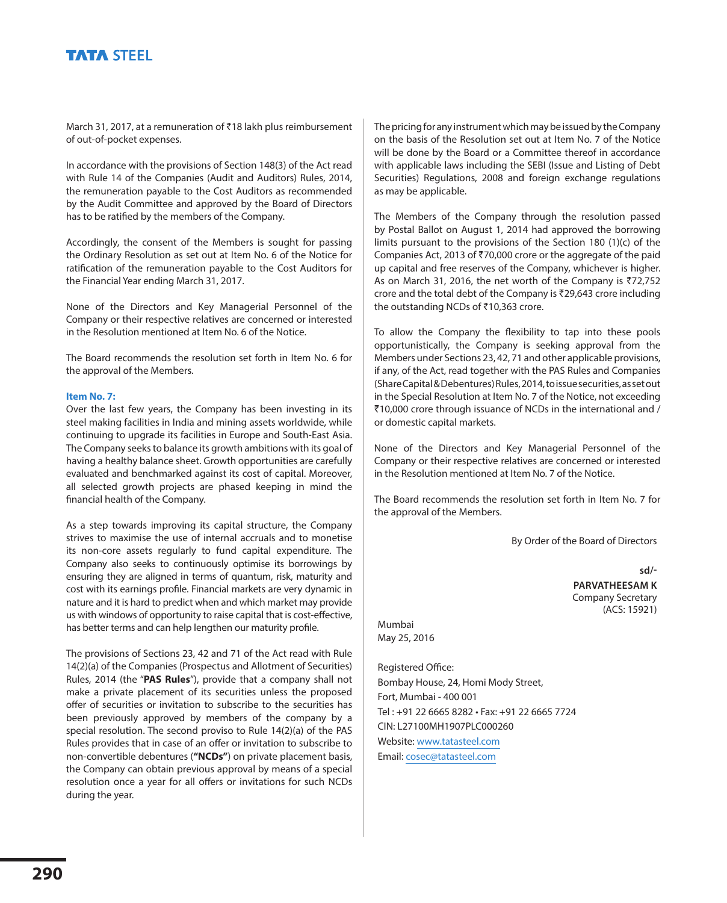March 31, 2017, at a remuneration of ₹18 lakh plus reimbursement of out-of-pocket expenses.

In accordance with the provisions of Section 148(3) of the Act read with Rule 14 of the Companies (Audit and Auditors) Rules, 2014, the remuneration payable to the Cost Auditors as recommended by the Audit Committee and approved by the Board of Directors has to be ratified by the members of the Company.

Accordingly, the consent of the Members is sought for passing the Ordinary Resolution as set out at Item No. 6 of the Notice for ratification of the remuneration payable to the Cost Auditors for the Financial Year ending March 31, 2017.

None of the Directors and Key Managerial Personnel of the Company or their respective relatives are concerned or interested in the Resolution mentioned at Item No. 6 of the Notice.

The Board recommends the resolution set forth in Item No. 6 for the approval of the Members.

**Item No. 7:**

Over the last few years, the Company has been investing in its steel making facilities in India and mining assets worldwide, while continuing to upgrade its facilities in Europe and South-East Asia. The Company seeks to balance its growth ambitions with its goal of having a healthy balance sheet. Growth opportunities are carefully evaluated and benchmarked against its cost of capital. Moreover, all selected growth projects are phased keeping in mind the financial health of the Company.

As a step towards improving its capital structure, the Company strives to maximise the use of internal accruals and to monetise its non-core assets regularly to fund capital expenditure. The Company also seeks to continuously optimise its borrowings by ensuring they are aligned in terms of quantum, risk, maturity and cost with its earnings profile. Financial markets are very dynamic in nature and it is hard to predict when and which market may provide us with windows of opportunity to raise capital that is cost-effective, has better terms and can help lengthen our maturity profile.

The provisions of Sections 23, 42 and 71 of the Act read with Rule 14(2)(a) of the Companies (Prospectus and Allotment of Securities) Rules, 2014 (the "**PAS Rules**"), provide that a company shall not make a private placement of its securities unless the proposed offer of securities or invitation to subscribe to the securities has been previously approved by members of the company by a special resolution. The second proviso to Rule 14(2)(a) of the PAS Rules provides that in case of an offer or invitation to subscribe to non-convertible debentures (**"NCDs"**) on private placement basis, the Company can obtain previous approval by means of a special resolution once a year for all offers or invitations for such NCDs during the year.

The pricing for any instrument which may be issued by the Company on the basis of the Resolution set out at Item No. 7 of the Notice will be done by the Board or a Committee thereof in accordance with applicable laws including the SEBI (Issue and Listing of Debt Securities) Regulations, 2008 and foreign exchange regulations as may be applicable.

The Members of the Company through the resolution passed by Postal Ballot on August 1, 2014 had approved the borrowing limits pursuant to the provisions of the Section 180 (1)(c) of the Companies Act, 2013 of ₹70,000 crore or the aggregate of the paid up capital and free reserves of the Company, whichever is higher. As on March 31, 2016, the net worth of the Company is ₹72,752 crore and the total debt of the Company is ₹29,643 crore including the outstanding NCDs of ₹10,363 crore.

To allow the Company the flexibility to tap into these pools opportunistically, the Company is seeking approval from the Members under Sections 23, 42, 71 and other applicable provisions, if any, of the Act, read together with the PAS Rules and Companies (Share Capital & Debentures) Rules, 2014, to issue securities, as set out in the Special Resolution at Item No. 7 of the Notice, not exceeding ₹10,000 crore through issuance of NCDs in the international and / or domestic capital markets.

None of the Directors and Key Managerial Personnel of the Company or their respective relatives are concerned or interested in the Resolution mentioned at Item No. 7 of the Notice.

The Board recommends the resolution set forth in Item No. 7 for the approval of the Members.

By Order of the Board of Directors

sd/-
**PARVATHEESAM K**
Company Secretary
(ACS: 15921)

Mumbai
May 25, 2016

Registered Office:
Bombay House, 24, Homi Mody Street,
Fort, Mumbai - 400 001
Tel : +91 22 6665 8282 • Fax: +91 22 6665 7724
CIN: L27100MH1907PLC000260
Website: www.tatasteel.com
Email: cosec@tatasteel.com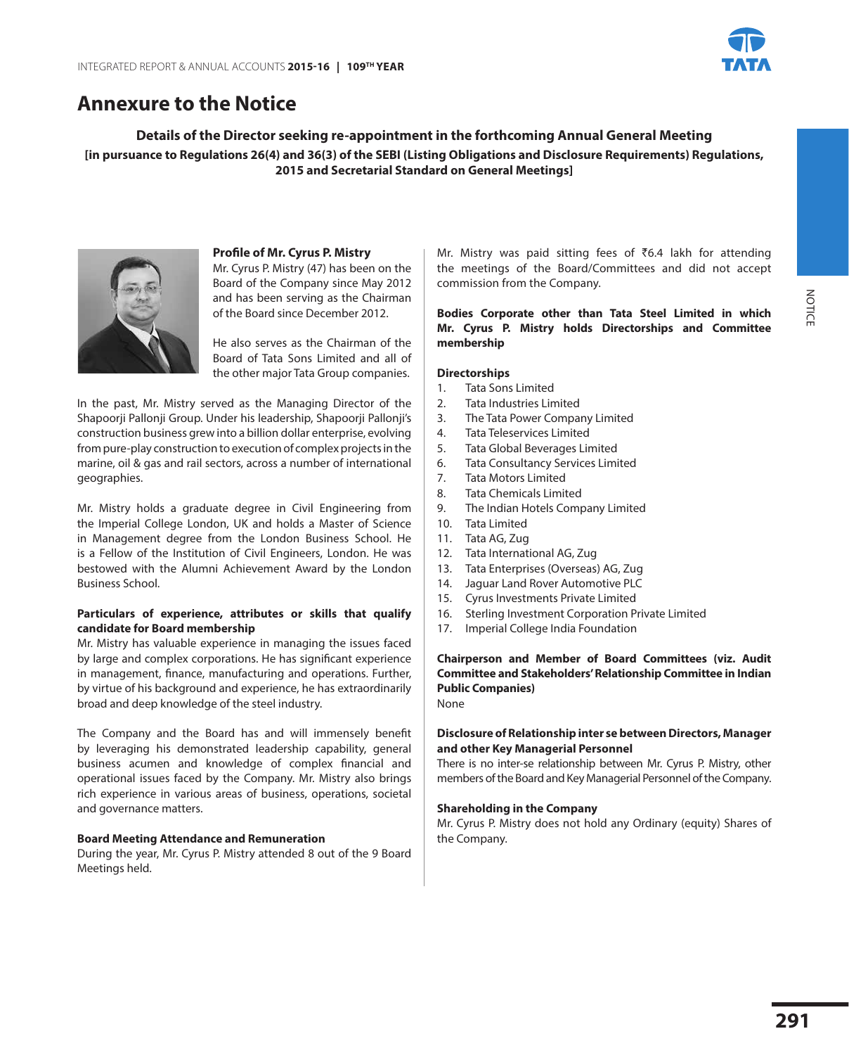# Annexure to the Notice

**Details of the Director seeking re-appointment in the forthcoming Annual General Meeting**
**[in pursuance to Regulations 26(4) and 36(3) of the SEBI (Listing Obligations and Disclosure Requirements) Regulations, 2015 and Secretarial Standard on General Meetings]**

**Profile of Mr. Cyrus P. Mistry**

Mr. Cyrus P. Mistry (47) has been on the Board of the Company since May 2012 and has been serving as the Chairman of the Board since December 2012.

He also serves as the Chairman of the Board of Tata Sons Limited and all of the other major Tata Group companies.

In the past, Mr. Mistry served as the Managing Director of the Shapoorji Pallonji Group. Under his leadership, Shapoorji Pallonji's construction business grew into a billion dollar enterprise, evolving from pure-play construction to execution of complex projects in the marine, oil & gas and rail sectors, across a number of international geographies.

Mr. Mistry holds a graduate degree in Civil Engineering from the Imperial College London, UK and holds a Master of Science in Management degree from the London Business School. He is a Fellow of the Institution of Civil Engineers, London. He was bestowed with the Alumni Achievement Award by the London Business School.

**Particulars of experience, attributes or skills that qualify candidate for Board membership**

Mr. Mistry has valuable experience in managing the issues faced by large and complex corporations. He has significant experience in management, finance, manufacturing and operations. Further, by virtue of his background and experience, he has extraordinarily broad and deep knowledge of the steel industry.

The Company and the Board has and will immensely benefit by leveraging his demonstrated leadership capability, general business acumen and knowledge of complex financial and operational issues faced by the Company. Mr. Mistry also brings rich experience in various areas of business, operations, societal and governance matters.

**Board Meeting Attendance and Remuneration**

During the year, Mr. Cyrus P. Mistry attended 8 out of the 9 Board Meetings held.

Mr. Mistry was paid sitting fees of ₹6.4 lakh for attending the meetings of the Board/Committees and did not accept commission from the Company.

**Bodies Corporate other than Tata Steel Limited in which Mr. Cyrus P. Mistry holds Directorships and Committee membership**

**Directorships**

1. Tata Sons Limited
2. Tata Industries Limited
3. The Tata Power Company Limited
4. Tata Teleservices Limited
5. Tata Global Beverages Limited
6. Tata Consultancy Services Limited
7. Tata Motors Limited
8. Tata Chemicals Limited
9. The Indian Hotels Company Limited
10. Tata Limited
11. Tata AG, Zug
12. Tata International AG, Zug
13. Tata Enterprises (Overseas) AG, Zug
14. Jaguar Land Rover Automotive PLC
15. Cyrus Investments Private Limited
16. Sterling Investment Corporation Private Limited
17. Imperial College India Foundation

**Chairperson and Member of Board Committees (viz. Audit Committee and Stakeholders' Relationship Committee in Indian Public Companies)**

None

**Disclosure of Relationship inter se between Directors, Manager and other Key Managerial Personnel**

There is no inter-se relationship between Mr. Cyrus P. Mistry, other members of the Board and Key Managerial Personnel of the Company.

**Shareholding in the Company**

Mr. Cyrus P. Mistry does not hold any Ordinary (equity) Shares of the Company.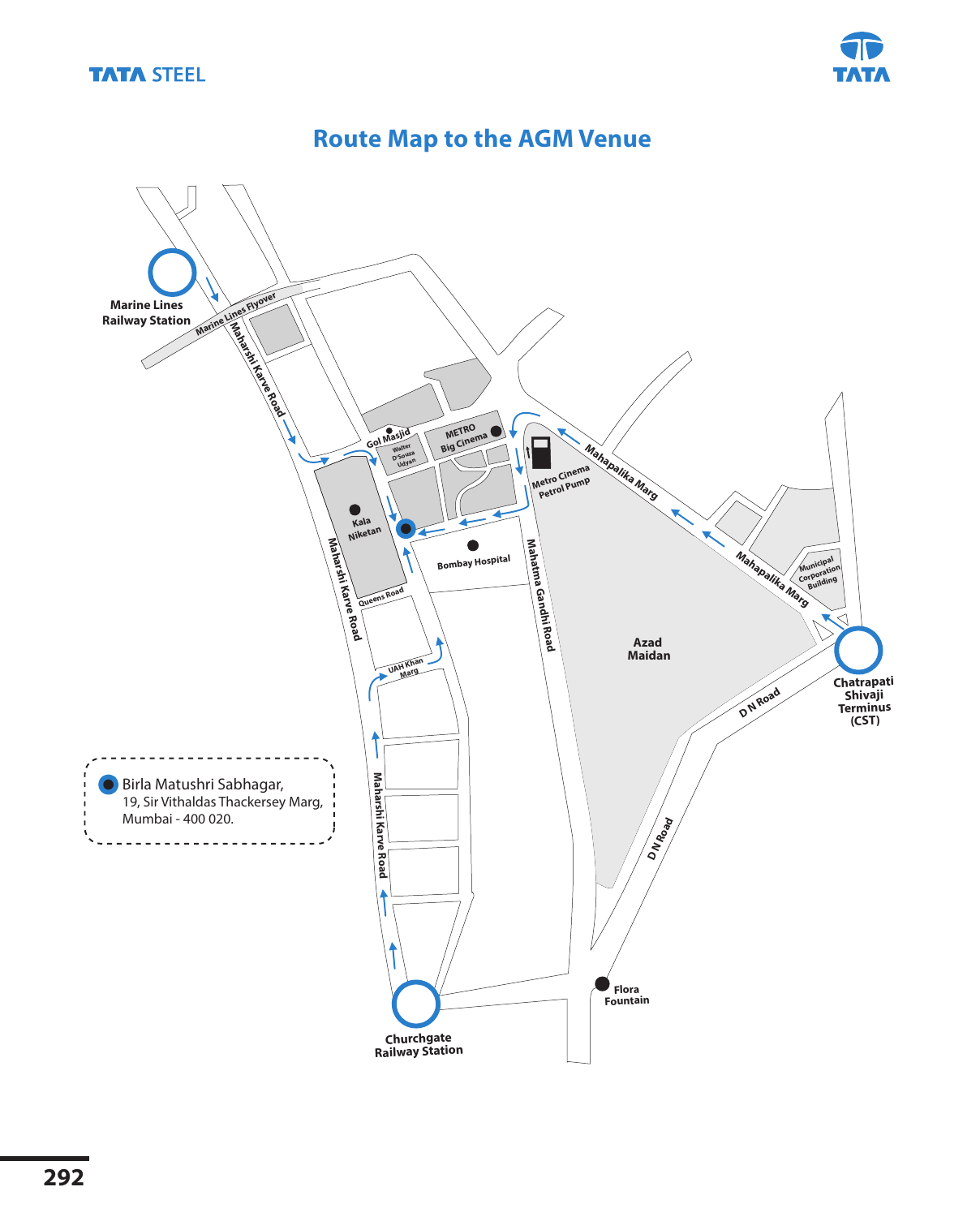# Route Map to the AGM Venue

Marine Lines Railway Station

Marine Lines Flyover

Maharshi Karve Road

Gol Masjid

Walter D'Souza Udyan

METRO Big Cinema

Metro Cinema Petrol Pump

Mahapalika Marg

Kala Niketan

Bombay Hospital

Mahatma Gandhi Road

Municipal Corporation Building

Queens Road

UAH Khan Marg

Azad Maidan

Chatrapati Shivaji Terminus (CST)

D N Road

Flora Fountain

Churchgate Railway Station

Birla Matushri Sabhagar,
19, Sir Vithaldas Thackersey Marg,
Mumbai - 400 020.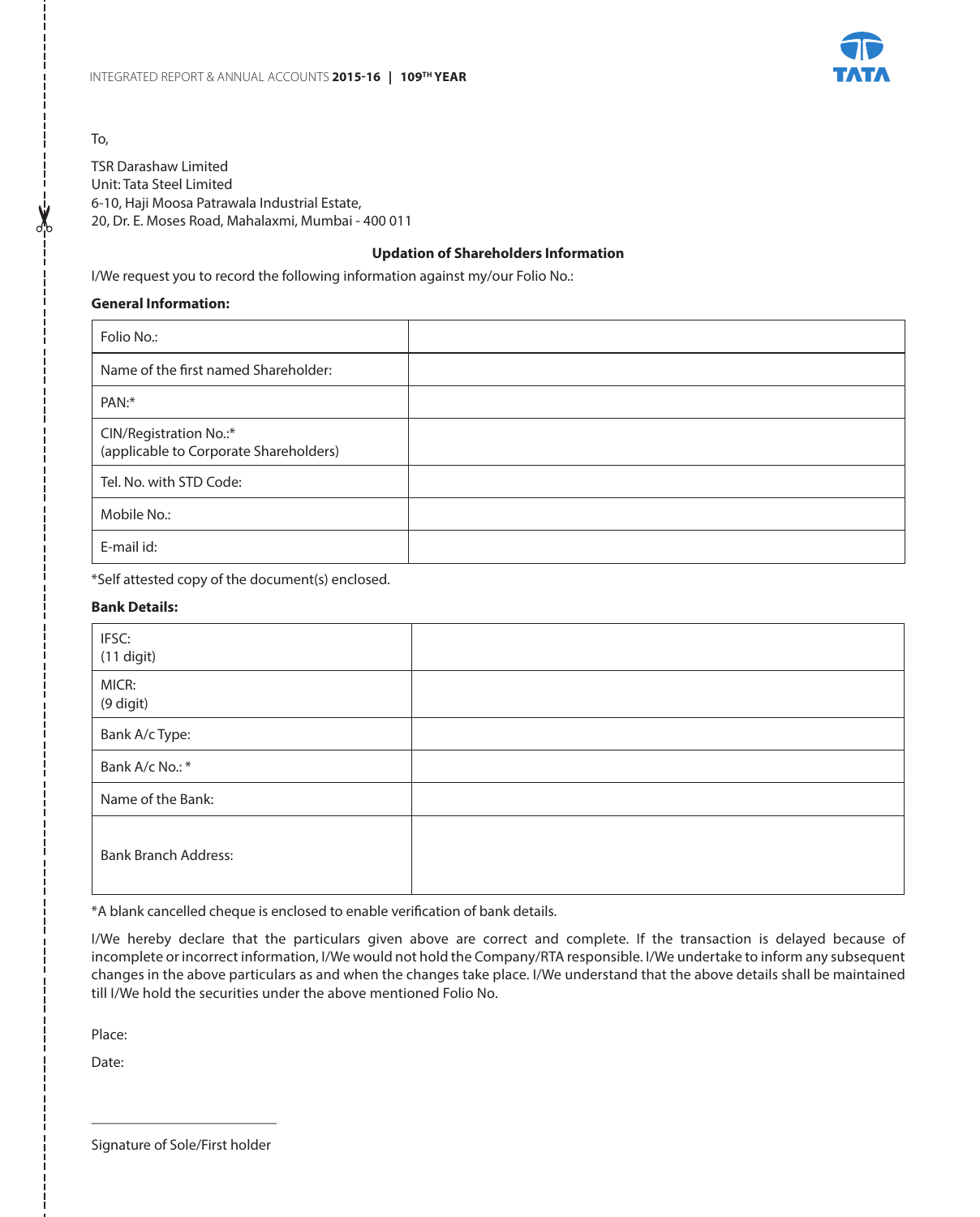To,

TSR Darashaw Limited
Unit: Tata Steel Limited
6-10, Haji Moosa Patrawala Industrial Estate,
20, Dr. E. Moses Road, Mahalaxmi, Mumbai - 400 011

**Updation of Shareholders Information**

I/We request you to record the following information against my/our Folio No.:

**General Information:**

| | |
|---|---|
| Folio No.: | |
| Name of the first named Shareholder: | |
| PAN:* | |
| CIN/Registration No.:* (applicable to Corporate Shareholders) | |
| Tel. No. with STD Code: | |
| Mobile No.: | |
| E-mail id: | |

*Self attested copy of the document(s) enclosed.

**Bank Details:**

| | |
|---|---|
| IFSC: (11 digit) | |
| MICR: (9 digit) | |
| Bank A/c Type: | |
| Bank A/c No.: * | |
| Name of the Bank: | |
| Bank Branch Address: | |

*A blank cancelled cheque is enclosed to enable verification of bank details.

I/We hereby declare that the particulars given above are correct and complete. If the transaction is delayed because of incomplete or incorrect information, I/We would not hold the Company/RTA responsible. I/We undertake to inform any subsequent changes in the above particulars as and when the changes take place. I/We understand that the above details shall be maintained till I/We hold the securities under the above mentioned Folio No.

Place:

Date:

___________________________

Signature of Sole/First holder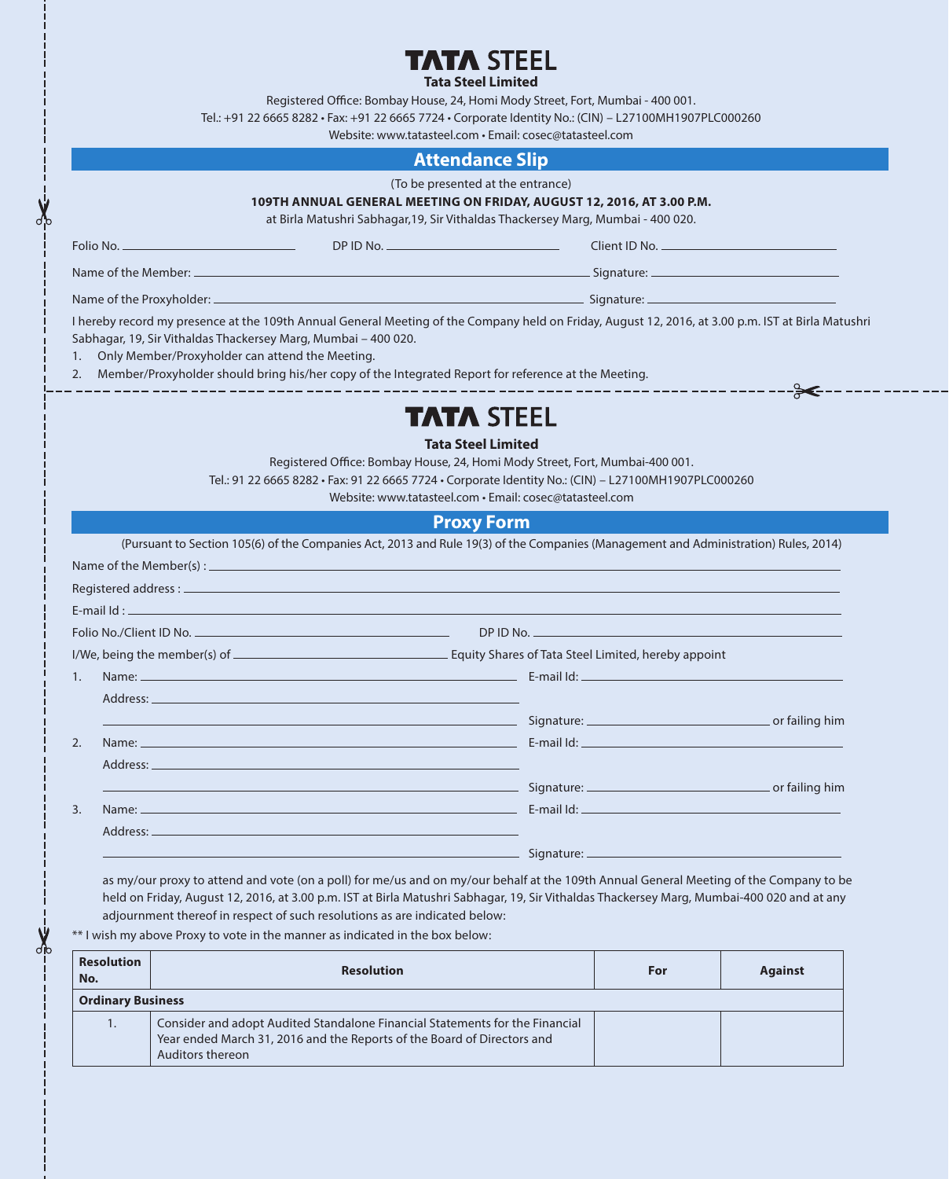# TATA STEEL

**Tata Steel Limited**

Registered Office: Bombay House, 24, Homi Mody Street, Fort, Mumbai - 400 001.

Tel.: +91 22 6665 8282 • Fax: +91 22 6665 7724 • Corporate Identity No.: (CIN) – L27100MH1907PLC000260

Website: www.tatasteel.com • Email: cosec@tatasteel.com

## Attendance Slip

(To be presented at the entrance)

**109TH ANNUAL GENERAL MEETING ON FRIDAY, AUGUST 12, 2016, AT 3.00 P.M.**

at Birla Matushri Sabhagar,19, Sir Vithaldas Thackersey Marg, Mumbai - 400 020.

Folio No. ____________ DP ID No. ____________ Client ID No. ____________

Name of the Member: ______________________ Signature: ____________

Name of the Proxyholder: ______________________ Signature: ____________

I hereby record my presence at the 109th Annual General Meeting of the Company held on Friday, August 12, 2016, at 3.00 p.m. IST at Birla Matushri Sabhagar, 19, Sir Vithaldas Thackersey Marg, Mumbai – 400 020.

1. Only Member/Proxyholder can attend the Meeting.
2. Member/Proxyholder should bring his/her copy of the Integrated Report for reference at the Meeting.

---

# TATA STEEL

**Tata Steel Limited**

Registered Office: Bombay House, 24, Homi Mody Street, Fort, Mumbai-400 001.

Tel.: 91 22 6665 8282 • Fax: 91 22 6665 7724 • Corporate Identity No.: (CIN) – L27100MH1907PLC000260

Website: www.tatasteel.com • Email: cosec@tatasteel.com

## Proxy Form

(Pursuant to Section 105(6) of the Companies Act, 2013 and Rule 19(3) of the Companies (Management and Administration) Rules, 2014)

Name of the Member(s) : ______________________

Registered address : ______________________

E-mail Id : ______________________

Folio No./Client ID No. ____________ DP ID No. ____________

I/We, being the member(s) of ____________ Equity Shares of Tata Steel Limited, hereby appoint

1. Name: ____________ E-mail Id: ____________
   Address: ____________
   ____________ Signature: ____________ or failing him
2. Name: ____________ E-mail Id: ____________
   Address: ____________
   ____________ Signature: ____________ or failing him
3. Name: ____________ E-mail Id: ____________
   Address: ____________
   ____________ Signature: ____________

as my/our proxy to attend and vote (on a poll) for me/us and on my/our behalf at the 109th Annual General Meeting of the Company to be held on Friday, August 12, 2016, at 3.00 p.m. IST at Birla Matushri Sabhagar, 19, Sir Vithaldas Thackersey Marg, Mumbai-400 020 and at any adjournment thereof in respect of such resolutions as are indicated below:

** I wish my above Proxy to vote in the manner as indicated in the box below:

| Resolution No. | Resolution | For | Against |
|---|---|---|---|
| **Ordinary Business** | | | |
| 1. | Consider and adopt Audited Standalone Financial Statements for the Financial Year ended March 31, 2016 and the Reports of the Board of Directors and Auditors thereon | | |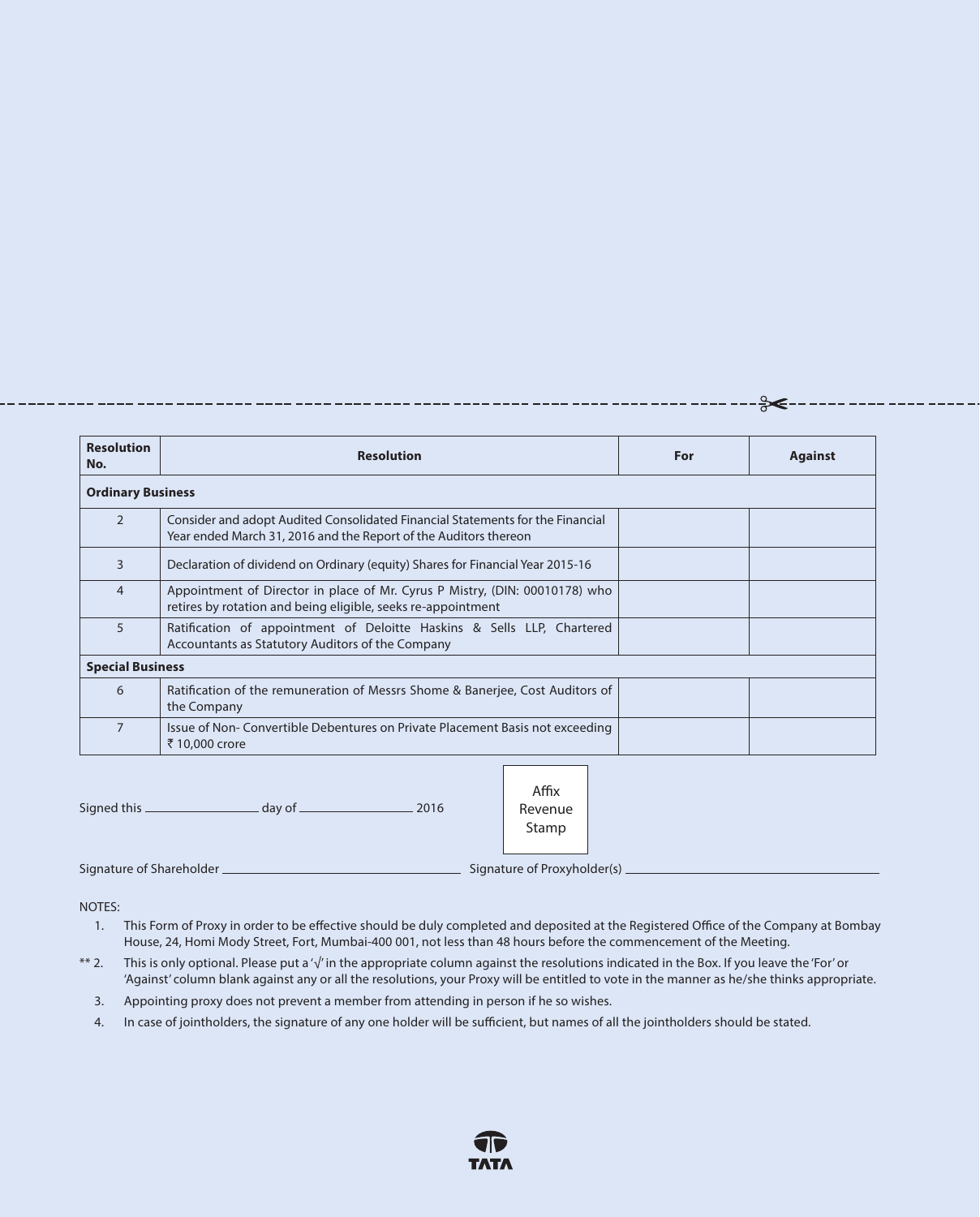| Resolution No. | Resolution | For | Against |
|---|---|---|---|
| **Ordinary Business** | | | |
| 2 | Consider and adopt Audited Consolidated Financial Statements for the Financial Year ended March 31, 2016 and the Report of the Auditors thereon | | |
| 3 | Declaration of dividend on Ordinary (equity) Shares for Financial Year 2015-16 | | |
| 4 | Appointment of Director in place of Mr. Cyrus P Mistry, (DIN: 00010178) who retires by rotation and being eligible, seeks re-appointment | | |
| 5 | Ratification of appointment of Deloitte Haskins & Sells LLP, Chartered Accountants as Statutory Auditors of the Company | | |
| **Special Business** | | | |
| 6 | Ratification of the remuneration of Messrs Shome & Banerjee, Cost Auditors of the Company | | |
| 7 | Issue of Non- Convertible Debentures on Private Placement Basis not exceeding ₹ 10,000 crore | | |

Signed this ________________ day of ________________ 2016

Affix Revenue Stamp

Signature of Shareholder ________________________ Signature of Proxyholder(s) ________________________

NOTES:

1. This Form of Proxy in order to be effective should be duly completed and deposited at the Registered Office of the Company at Bombay House, 24, Homi Mody Street, Fort, Mumbai-400 001, not less than 48 hours before the commencement of the Meeting.

** 2. This is only optional. Please put a '√' in the appropriate column against the resolutions indicated in the Box. If you leave the 'For' or 'Against' column blank against any or all the resolutions, your Proxy will be entitled to vote in the manner as he/she thinks appropriate.

3. Appointing proxy does not prevent a member from attending in person if he so wishes.

4. In case of jointholders, the signature of any one holder will be sufficient, but names of all the jointholders should be stated.

TATA